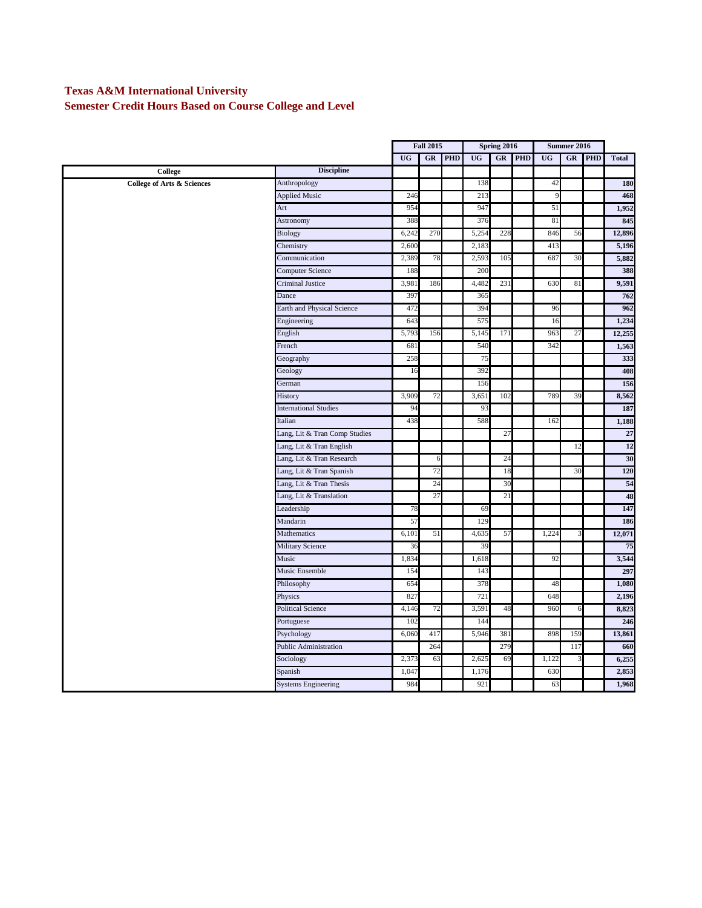# Texas A&M International University

## Semester Credit Hours Based on Course College and Level

| College | Discipline | Fall 2015 | | | Spring 2016 | | | Summer 2016 | | | |
|---|---|---|---|---|---|---|---|---|---|---|---|
| | | UG | GR | PHD | UG | GR | PHD | UG | GR | PHD | Total |
| College of Arts & Sciences | Anthropology | | | | 138 | | | 42 | | | **180** |
| | Applied Music | 246 | | | 213 | | | 9 | | | **468** |
| | Art | 954 | | | 947 | | | 51 | | | **1,952** |
| | Astronomy | 388 | | | 376 | | | 81 | | | **845** |
| | Biology | 6,242 | 270 | | 5,254 | 228 | | 846 | 56 | | **12,896** |
| | Chemistry | 2,600 | | | 2,183 | | | 413 | | | **5,196** |
| | Communication | 2,389 | 78 | | 2,593 | 105 | | 687 | 30 | | **5,882** |
| | Computer Science | 188 | | | 200 | | | | | | **388** |
| | Criminal Justice | 3,981 | 186 | | 4,482 | 231 | | 630 | 81 | | **9,591** |
| | Dance | 397 | | | 365 | | | | | | **762** |
| | Earth and Physical Science | 472 | | | 394 | | | 96 | | | **962** |
| | Engineering | 643 | | | 575 | | | 16 | | | **1,234** |
| | English | 5,793 | 156 | | 5,145 | 171 | | 963 | 27 | | **12,255** |
| | French | 681 | | | 540 | | | 342 | | | **1,563** |
| | Geography | 258 | | | 75 | | | | | | **333** |
| | Geology | 16 | | | 392 | | | | | | **408** |
| | German | | | | 156 | | | | | | **156** |
| | History | 3,909 | 72 | | 3,651 | 102 | | 789 | 39 | | **8,562** |
| | International Studies | 94 | | | 93 | | | | | | **187** |
| | Italian | 438 | | | 588 | | | 162 | | | **1,188** |
| | Lang, Lit & Tran Comp Studies | | | | | 27 | | | | | **27** |
| | Lang, Lit & Tran English | | | | | | | | 12 | | **12** |
| | Lang, Lit & Tran Research | | 6 | | | 24 | | | | | **30** |
| | Lang, Lit & Tran Spanish | | 72 | | | 18 | | | 30 | | **120** |
| | Lang, Lit & Tran Thesis | | 24 | | | 30 | | | | | **54** |
| | Lang, Lit & Translation | | 27 | | | 21 | | | | | **48** |
| | Leadership | 78 | | | 69 | | | | | | **147** |
| | Mandarin | 57 | | | 129 | | | | | | **186** |
| | Mathematics | 6,101 | 51 | | 4,635 | 57 | | 1,224 | 3 | | **12,071** |
| | Military Science | 36 | | | 39 | | | | | | **75** |
| | Music | 1,834 | | | 1,618 | | | 92 | | | **3,544** |
| | Music Ensemble | 154 | | | 143 | | | | | | **297** |
| | Philosophy | 654 | | | 378 | | | 48 | | | **1,080** |
| | Physics | 827 | | | 721 | | | 648 | | | **2,196** |
| | Political Science | 4,146 | 72 | | 3,591 | 48 | | 960 | 6 | | **8,823** |
| | Portuguese | 102 | | | 144 | | | | | | **246** |
| | Psychology | 6,060 | 417 | | 5,946 | 381 | | 898 | 159 | | **13,861** |
| | Public Administration | | 264 | | | 279 | | | 117 | | **660** |
| | Sociology | 2,373 | 63 | | 2,625 | 69 | | 1,122 | 3 | | **6,255** |
| | Spanish | 1,047 | | | 1,176 | | | 630 | | | **2,853** |
| | Systems Engineering | 984 | | | 921 | | | 63 | | | **1,968** |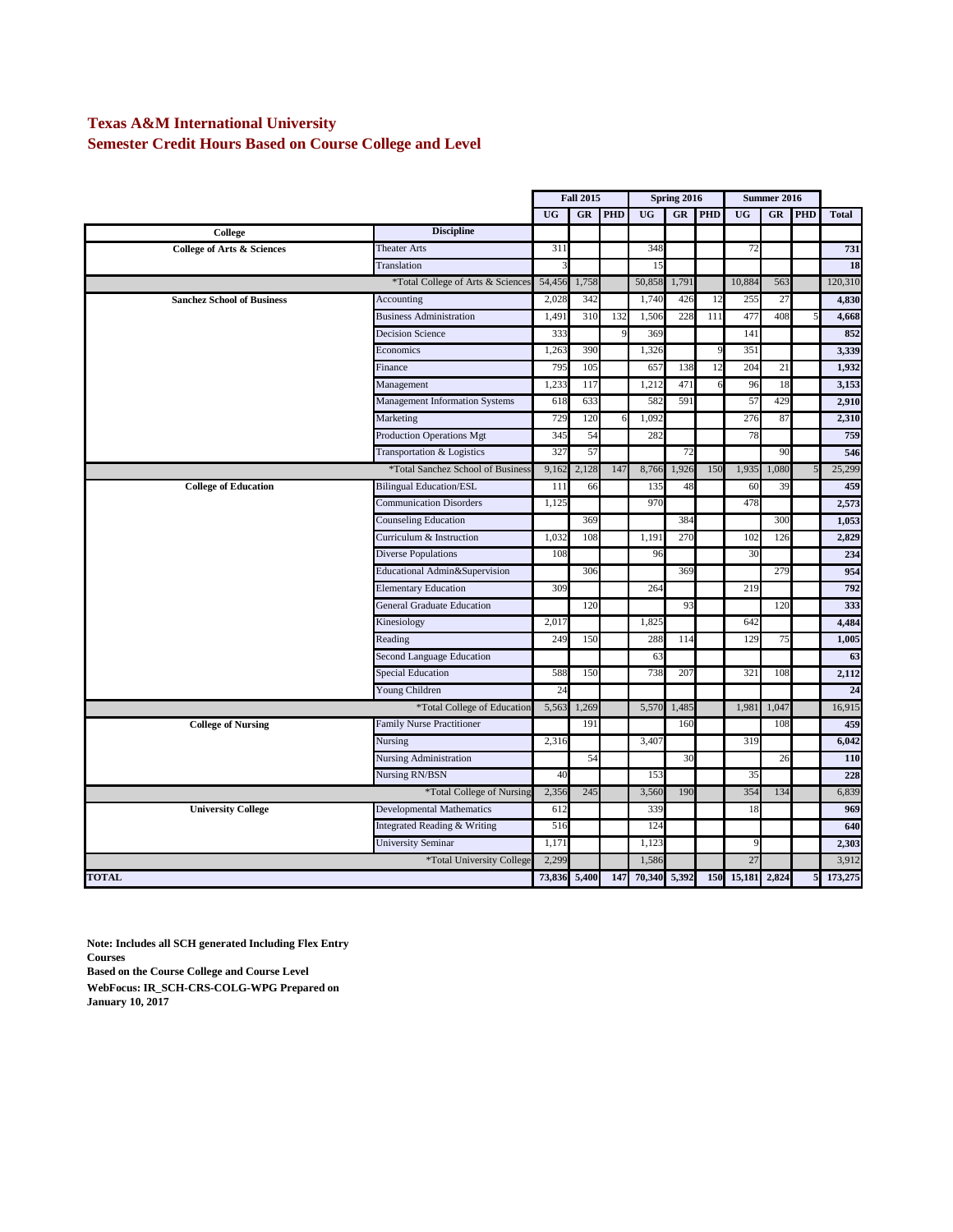# Texas A&M International University
## Semester Credit Hours Based on Course College and Level

| College | Discipline | Fall 2015 UG | Fall 2015 GR | Fall 2015 PHD | Spring 2016 UG | Spring 2016 GR | Spring 2016 PHD | Summer 2016 UG | Summer 2016 GR | Summer 2016 PHD | Total |
|---|---|---|---|---|---|---|---|---|---|---|---|
| College of Arts & Sciences | Theater Arts | 311 | | | 348 | | | 72 | | | 731 |
| | Translation | 3 | | | 15 | | | | | | 18 |
| | *Total College of Arts & Sciences | 54,456 | 1,758 | | 50,858 | 1,791 | | 10,884 | 563 | | 120,310 |
| Sanchez School of Business | Accounting | 2,028 | 342 | | 1,740 | 426 | 12 | 255 | 27 | | 4,830 |
| | Business Administration | 1,491 | 310 | 132 | 1,506 | 228 | 111 | 477 | 408 | 5 | 4,668 |
| | Decision Science | 333 | | 9 | 369 | | | 141 | | | 852 |
| | Economics | 1,263 | 390 | | 1,326 | | 9 | 351 | | | 3,339 |
| | Finance | 795 | 105 | | 657 | 138 | 12 | 204 | 21 | | 1,932 |
| | Management | 1,233 | 117 | | 1,212 | 471 | 6 | 96 | 18 | | 3,153 |
| | Management Information Systems | 618 | 633 | | 582 | 591 | | 57 | 429 | | 2,910 |
| | Marketing | 729 | 120 | 6 | 1,092 | | | 276 | 87 | | 2,310 |
| | Production Operations Mgt | 345 | 54 | | 282 | | | 78 | | | 759 |
| | Transportation & Logistics | 327 | 57 | | | 72 | | | 90 | | 546 |
| | *Total Sanchez School of Business | 9,162 | 2,128 | 147 | 8,766 | 1,926 | 150 | 1,935 | 1,080 | 5 | 25,299 |
| College of Education | Bilingual Education/ESL | 111 | 66 | | 135 | 48 | | 60 | 39 | | 459 |
| | Communication Disorders | 1,125 | | | 970 | | | 478 | | | 2,573 |
| | Counseling Education | | 369 | | | 384 | | | 300 | | 1,053 |
| | Curriculum & Instruction | 1,032 | 108 | | 1,191 | 270 | | 102 | 126 | | 2,829 |
| | Diverse Populations | 108 | | | 96 | | | 30 | | | 234 |
| | Educational Admin&Supervision | | 306 | | | 369 | | | 279 | | 954 |
| | Elementary Education | 309 | | | 264 | | | 219 | | | 792 |
| | General Graduate Education | | 120 | | | 93 | | | 120 | | 333 |
| | Kinesiology | 2,017 | | | 1,825 | | | 642 | | | 4,484 |
| | Reading | 249 | 150 | | 288 | 114 | | 129 | 75 | | 1,005 |
| | Second Language Education | | | | 63 | | | | | | 63 |
| | Special Education | 588 | 150 | | 738 | 207 | | 321 | 108 | | 2,112 |
| | Young Children | 24 | | | | | | | | | 24 |
| | *Total College of Education | 5,563 | 1,269 | | 5,570 | 1,485 | | 1,981 | 1,047 | | 16,915 |
| College of Nursing | Family Nurse Practitioner | | 191 | | | 160 | | | 108 | | 459 |
| | Nursing | 2,316 | | | 3,407 | | | 319 | | | 6,042 |
| | Nursing Administration | | 54 | | | 30 | | | 26 | | 110 |
| | Nursing RN/BSN | 40 | | | 153 | | | 35 | | | 228 |
| | *Total College of Nursing | 2,356 | 245 | | 3,560 | 190 | | 354 | 134 | | 6,839 |
| University College | Developmental Mathematics | 612 | | | 339 | | | 18 | | | 969 |
| | Integrated Reading & Writing | 516 | | | 124 | | | | | | 640 |
| | University Seminar | 1,171 | | | 1,123 | | | 9 | | | 2,303 |
| | *Total University College | 2,299 | | | 1,586 | | | 27 | | | 3,912 |
| **TOTAL** | | **73,836** | **5,400** | **147** | **70,340** | **5,392** | **150** | **15,181** | **2,824** | **5** | **173,275** |

**Note: Includes all SCH generated Including Flex Entry Courses**
**Based on the Course College and Course Level**
**WebFocus: IR_SCH-CRS-COLG-WPG Prepared on January 10, 2017**